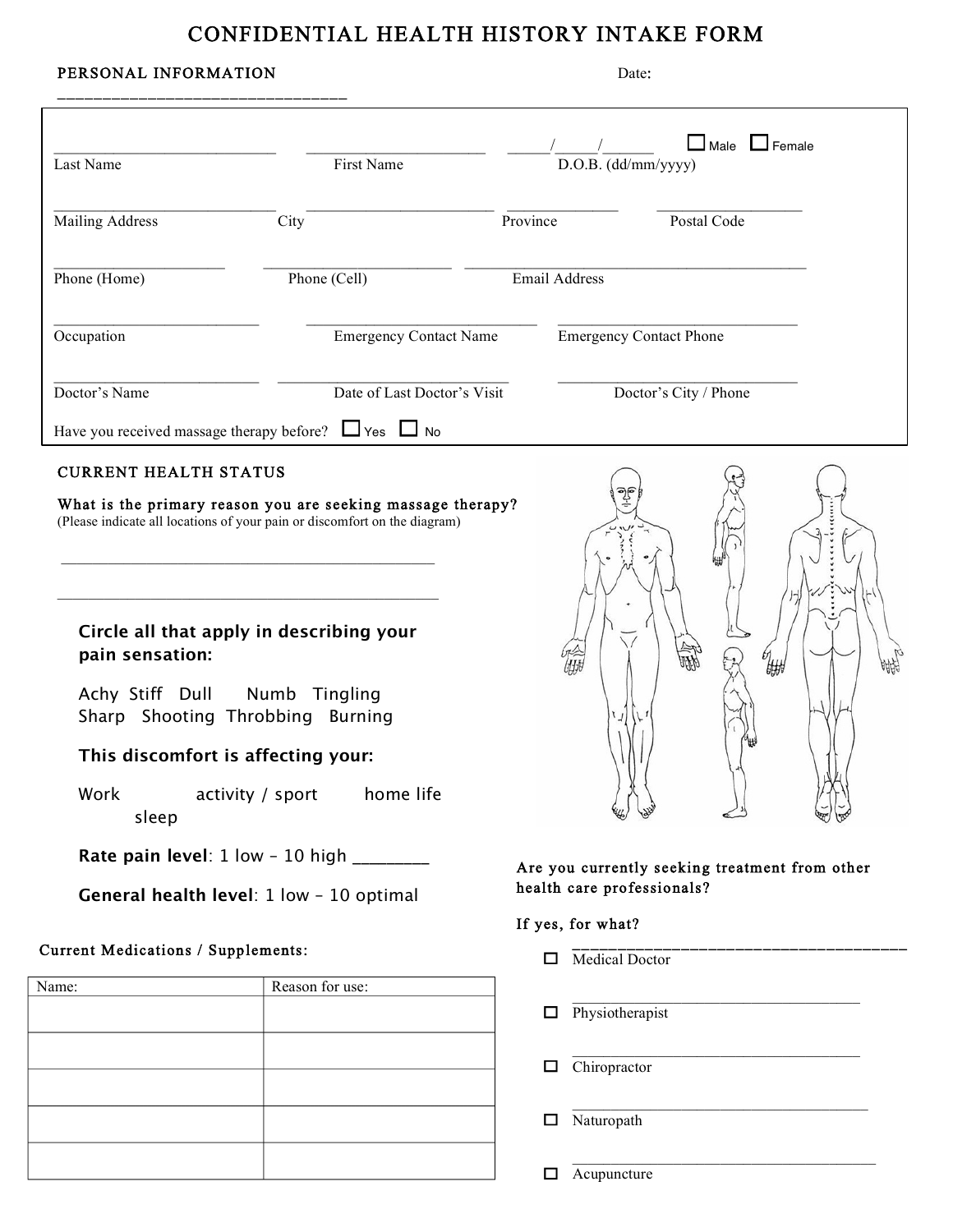# CONFIDENTIAL HEALTH HISTORY INTAKE FORM

**PERSONAL INFORMATION** Date: ______________________________

______________________ ______________________ ____/____/____ ☐ Male ☐ Female

Last Name First Name D.O.B. (dd/mm/yyyy)

______________________ ______________________ ____________ ______________

Mailing Address City Province Postal Code

______________________ ______________________ ______________________________

Phone (Home) Phone (Cell) Email Address

______________________ ______________________ ______________________

Occupation Emergency Contact Name Emergency Contact Phone

______________________ ______________________ ______________________

Doctor's Name Date of Last Doctor's Visit Doctor's City / Phone

Have you received massage therapy before? ☐ Yes ☐ No

## CURRENT HEALTH STATUS

**What is the primary reason you are seeking massage therapy?**
(Please indicate all locations of your pain or discomfort on the diagram)

______________________________________________

______________________________________________

**Circle all that apply in describing your pain sensation:**

Achy Stiff Dull Numb Tingling
Sharp Shooting Throbbing Burning

**This discomfort is affecting your:**

Work activity / sport home life sleep

**Rate pain level**: 1 low – 10 high ________

**General health level**: 1 low – 10 optimal

**Current Medications / Supplements:**

| Name: | Reason for use: |
|---|---|
| | |
| | |
| | |
| | |
| | |

**Are you currently seeking treatment from other health care professionals?**

**If yes, for what?**

______________________________________
☐ Medical Doctor

______________________________________
☐ Physiotherapist

______________________________________
☐ Chiropractor

______________________________________
☐ Naturopath

______________________________________
☐ Acupuncture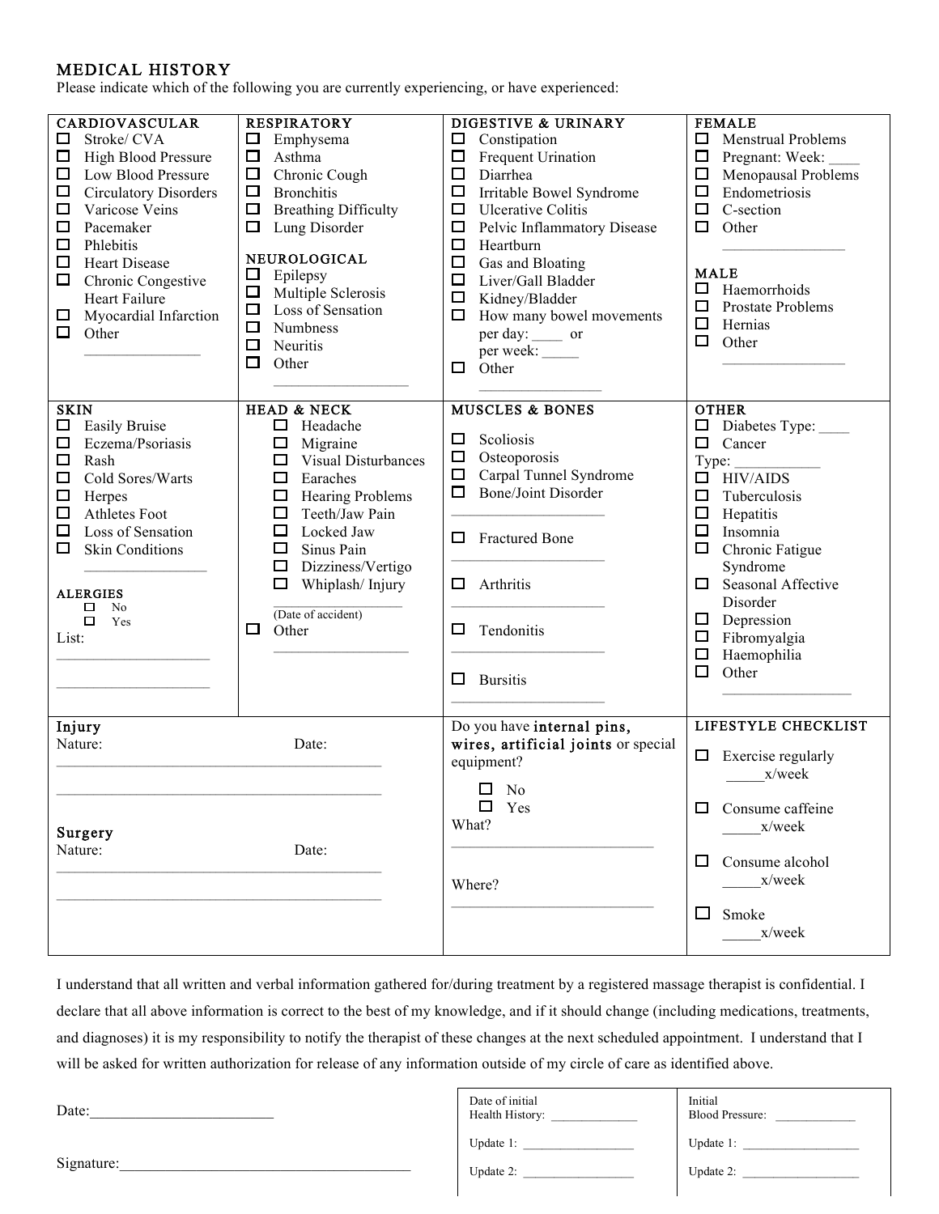## MEDICAL HISTORY

Please indicate which of the following you are currently experiencing, or have experienced:

### CARDIOVASCULAR

- ☐ Stroke/ CVA
- ☐ High Blood Pressure
- ☐ Low Blood Pressure
- ☐ Circulatory Disorders
- ☐ Varicose Veins
- ☐ Pacemaker
- ☐ Phlebitis
- ☐ Heart Disease
- ☐ Chronic Congestive Heart Failure
- ☐ Myocardial Infarction
- ☐ Other ______________

### RESPIRATORY

- ☐ Emphysema
- ☐ Asthma
- ☐ Chronic Cough
- ☐ Bronchitis
- ☐ Breathing Difficulty
- ☐ Lung Disorder

### NEUROLOGICAL

- ☐ Epilepsy
- ☐ Multiple Sclerosis
- ☐ Loss of Sensation
- ☐ Numbness
- ☐ Neuritis
- ☐ Other ________________

### DIGESTIVE & URINARY

- ☐ Constipation
- ☐ Frequent Urination
- ☐ Diarrhea
- ☐ Irritable Bowel Syndrome
- ☐ Ulcerative Colitis
- ☐ Pelvic Inflammatory Disease
- ☐ Heartburn
- ☐ Gas and Bloating
- ☐ Liver/Gall Bladder
- ☐ Kidney/Bladder
- ☐ How many bowel movements per day: ____ or per week: _____
- ☐ Other ______________

### FEMALE

- ☐ Menstrual Problems
- ☐ Pregnant: Week: ____
- ☐ Menopausal Problems
- ☐ Endometriosis
- ☐ C-section
- ☐ Other ______________

### MALE

- ☐ Haemorrhoids
- ☐ Prostate Problems
- ☐ Hernias
- ☐ Other ______________

### SKIN

- ☐ Easily Bruise
- ☐ Eczema/Psoriasis
- ☐ Rash
- ☐ Cold Sores/Warts
- ☐ Herpes
- ☐ Athletes Foot
- ☐ Loss of Sensation
- ☐ Skin Conditions ______________

### ALERGIES

- ☐ No
- ☐ Yes

List:
____________________
____________________

### HEAD & NECK

- ☐ Headache
- ☐ Migraine
- ☐ Visual Disturbances
- ☐ Earaches
- ☐ Hearing Problems
- ☐ Teeth/Jaw Pain
- ☐ Locked Jaw
- ☐ Sinus Pain
- ☐ Dizziness/Vertigo
- ☐ Whiplash/ Injury ________________ (Date of accident)
- ☐ Other ________________

### MUSCLES & BONES

- ☐ Scoliosis
- ☐ Osteoporosis
- ☐ Carpal Tunnel Syndrome
- ☐ Bone/Joint Disorder ____________________
- ☐ Fractured Bone ____________________
- ☐ Arthritis ____________________
- ☐ Tendonitis ____________________
- ☐ Bursitis ____________________

### OTHER

- ☐ Diabetes Type: ____
- ☐ Cancer Type: ___________
- ☐ HIV/AIDS
- ☐ Tuberculosis
- ☐ Hepatitis
- ☐ Insomnia
- ☐ Chronic Fatigue Syndrome
- ☐ Seasonal Affective Disorder
- ☐ Depression
- ☐ Fibromyalgia
- ☐ Haemophilia
- ☐ Other ______________

### Injury

Nature: Date:
____________________________________________
____________________________________________

### Surgery

Nature: Date:
____________________________________________
____________________________________________

Do you have **internal pins, wires, artificial joints** or special equipment?

- ☐ No
- ☐ Yes

What?
___________________________

Where?
___________________________

### LIFESTYLE CHECKLIST

- ☐ Exercise regularly _____x/week
- ☐ Consume caffeine _____x/week
- ☐ Consume alcohol _____x/week
- ☐ Smoke _____x/week

I understand that all written and verbal information gathered for/during treatment by a registered massage therapist is confidential. I declare that all above information is correct to the best of my knowledge, and if it should change (including medications, treatments, and diagnoses) it is my responsibility to notify the therapist of these changes at the next scheduled appointment. I understand that I will be asked for written authorization for release of any information outside of my circle of care as identified above.

Date:________________________

Signature:______________________________________

| | |
|---|---|
| Date of initial Health History: _____________ | Initial Blood Pressure: ____________ |
| Update 1: _________________ | Update 1: _________________ |
| Update 2: _________________ | Update 2: _________________ |